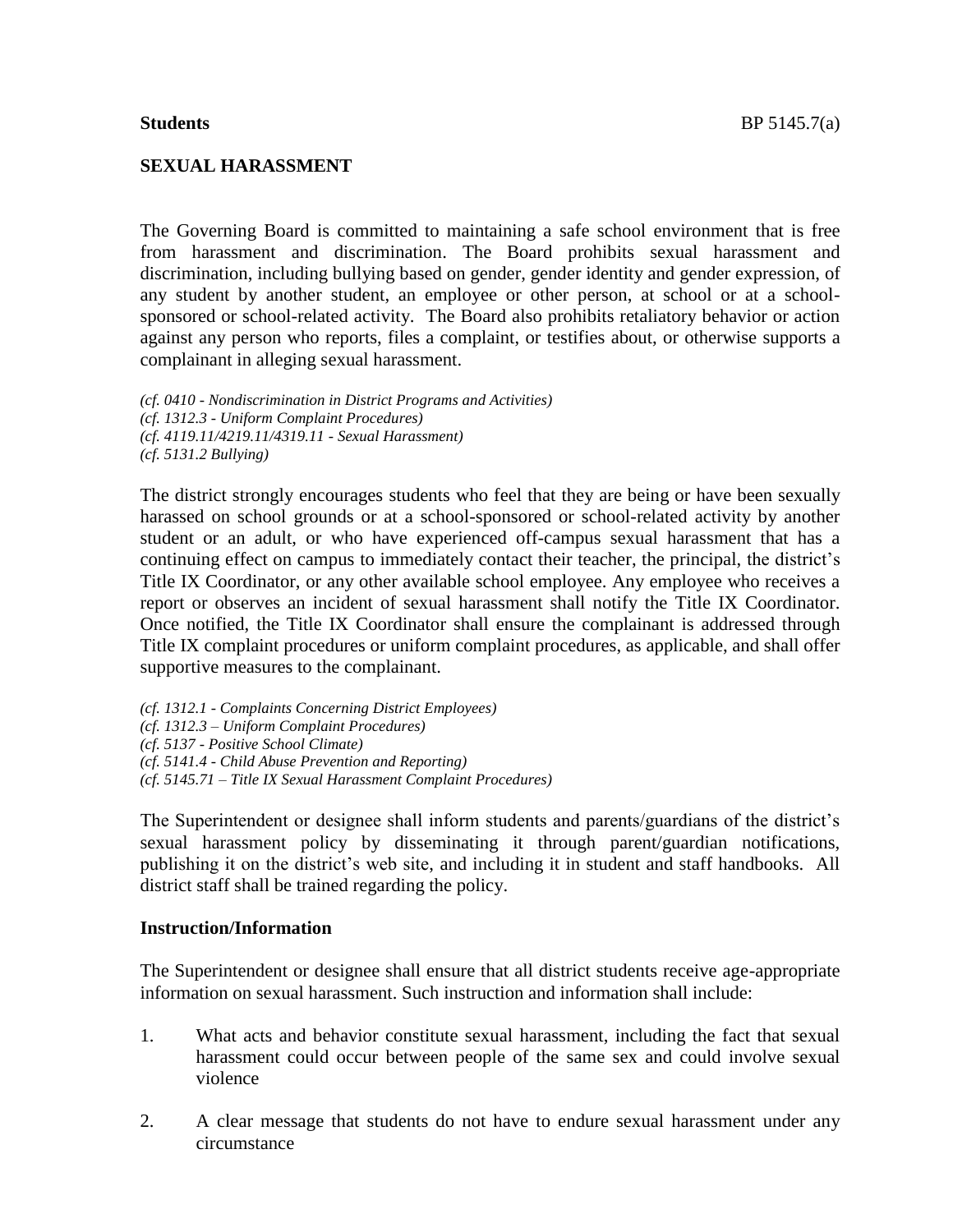**Students** BP 5145.7(a)

## SEXUAL HARASSMENT

The Governing Board is committed to maintaining a safe school environment that is free from harassment and discrimination. The Board prohibits sexual harassment and discrimination, including bullying based on gender, gender identity and gender expression, of any student by another student, an employee or other person, at school or at a school-sponsored or school-related activity. The Board also prohibits retaliatory behavior or action against any person who reports, files a complaint, or testifies about, or otherwise supports a complainant in alleging sexual harassment.

*(cf. 0410 - Nondiscrimination in District Programs and Activities)*
*(cf. 1312.3 - Uniform Complaint Procedures)*
*(cf. 4119.11/4219.11/4319.11 - Sexual Harassment)*
*(cf. 5131.2 Bullying)*

The district strongly encourages students who feel that they are being or have been sexually harassed on school grounds or at a school-sponsored or school-related activity by another student or an adult, or who have experienced off-campus sexual harassment that has a continuing effect on campus to immediately contact their teacher, the principal, the district's Title IX Coordinator, or any other available school employee. Any employee who receives a report or observes an incident of sexual harassment shall notify the Title IX Coordinator. Once notified, the Title IX Coordinator shall ensure the complainant is addressed through Title IX complaint procedures or uniform complaint procedures, as applicable, and shall offer supportive measures to the complainant.

*(cf. 1312.1 - Complaints Concerning District Employees)*
*(cf. 1312.3 – Uniform Complaint Procedures)*
*(cf. 5137 - Positive School Climate)*
*(cf. 5141.4 - Child Abuse Prevention and Reporting)*
*(cf. 5145.71 – Title IX Sexual Harassment Complaint Procedures)*

The Superintendent or designee shall inform students and parents/guardians of the district's sexual harassment policy by disseminating it through parent/guardian notifications, publishing it on the district's web site, and including it in student and staff handbooks. All district staff shall be trained regarding the policy.

### Instruction/Information

The Superintendent or designee shall ensure that all district students receive age-appropriate information on sexual harassment. Such instruction and information shall include:

1. What acts and behavior constitute sexual harassment, including the fact that sexual harassment could occur between people of the same sex and could involve sexual violence

2. A clear message that students do not have to endure sexual harassment under any circumstance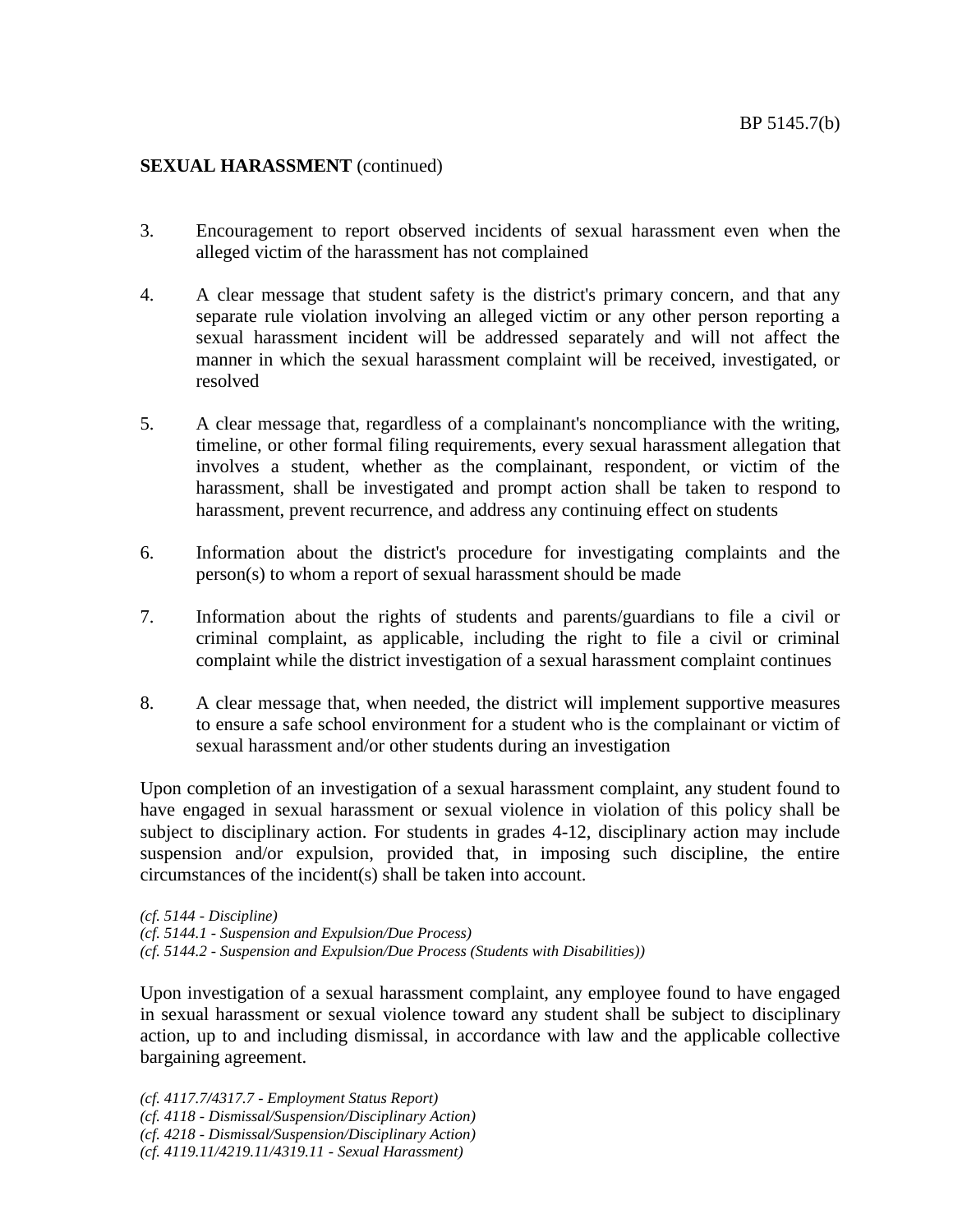**SEXUAL HARASSMENT** (continued)

3. Encouragement to report observed incidents of sexual harassment even when the alleged victim of the harassment has not complained

4. A clear message that student safety is the district's primary concern, and that any separate rule violation involving an alleged victim or any other person reporting a sexual harassment incident will be addressed separately and will not affect the manner in which the sexual harassment complaint will be received, investigated, or resolved

5. A clear message that, regardless of a complainant's noncompliance with the writing, timeline, or other formal filing requirements, every sexual harassment allegation that involves a student, whether as the complainant, respondent, or victim of the harassment, shall be investigated and prompt action shall be taken to respond to harassment, prevent recurrence, and address any continuing effect on students

6. Information about the district's procedure for investigating complaints and the person(s) to whom a report of sexual harassment should be made

7. Information about the rights of students and parents/guardians to file a civil or criminal complaint, as applicable, including the right to file a civil or criminal complaint while the district investigation of a sexual harassment complaint continues

8. A clear message that, when needed, the district will implement supportive measures to ensure a safe school environment for a student who is the complainant or victim of sexual harassment and/or other students during an investigation

Upon completion of an investigation of a sexual harassment complaint, any student found to have engaged in sexual harassment or sexual violence in violation of this policy shall be subject to disciplinary action. For students in grades 4-12, disciplinary action may include suspension and/or expulsion, provided that, in imposing such discipline, the entire circumstances of the incident(s) shall be taken into account.

*(cf. 5144 - Discipline)*
*(cf. 5144.1 - Suspension and Expulsion/Due Process)*
*(cf. 5144.2 - Suspension and Expulsion/Due Process (Students with Disabilities))*

Upon investigation of a sexual harassment complaint, any employee found to have engaged in sexual harassment or sexual violence toward any student shall be subject to disciplinary action, up to and including dismissal, in accordance with law and the applicable collective bargaining agreement.

*(cf. 4117.7/4317.7 - Employment Status Report)*
*(cf. 4118 - Dismissal/Suspension/Disciplinary Action)*
*(cf. 4218 - Dismissal/Suspension/Disciplinary Action)*
*(cf. 4119.11/4219.11/4319.11 - Sexual Harassment)*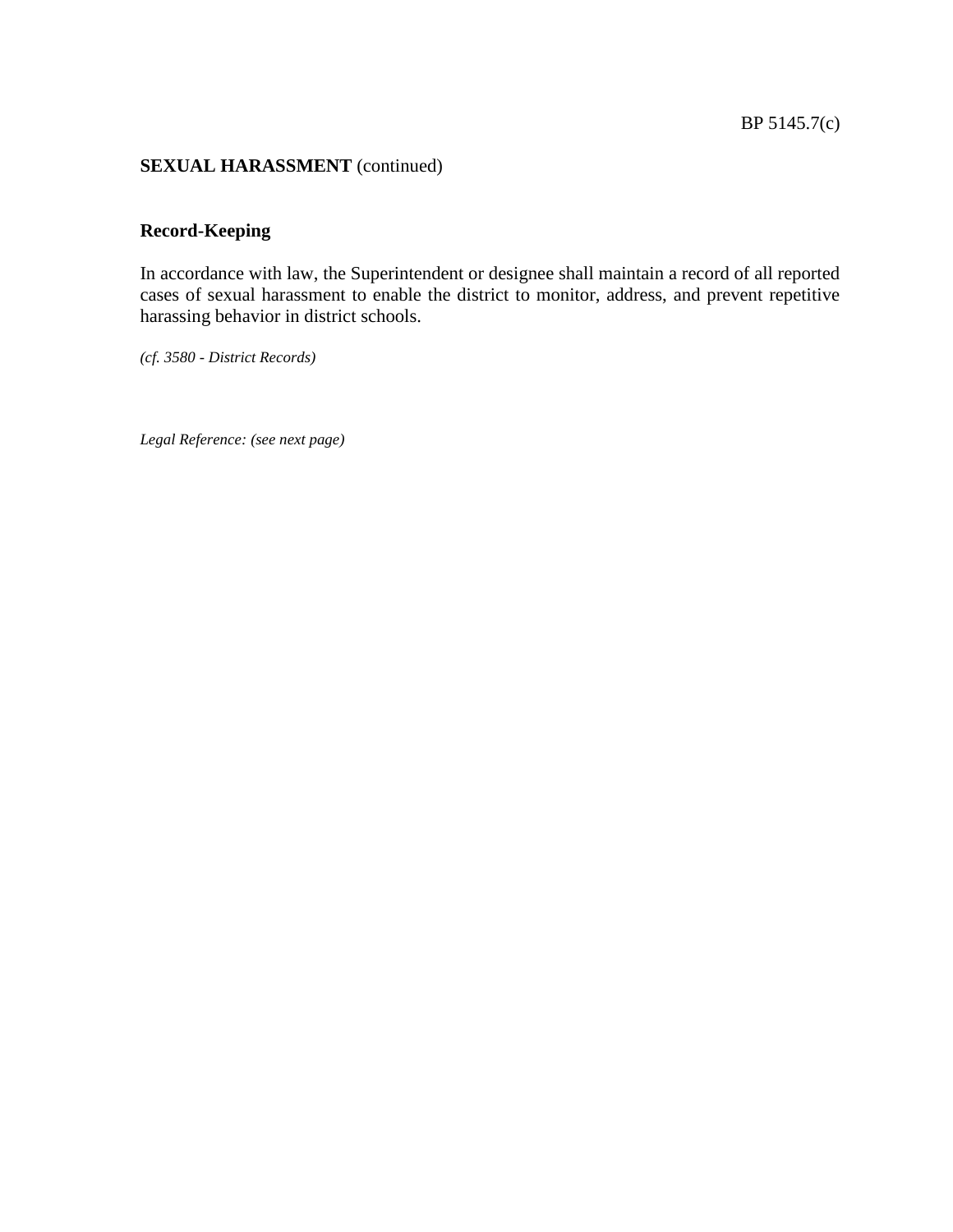**SEXUAL HARASSMENT** (continued)

## Record-Keeping

In accordance with law, the Superintendent or designee shall maintain a record of all reported cases of sexual harassment to enable the district to monitor, address, and prevent repetitive harassing behavior in district schools.

*(cf. 3580 - District Records)*

*Legal Reference: (see next page)*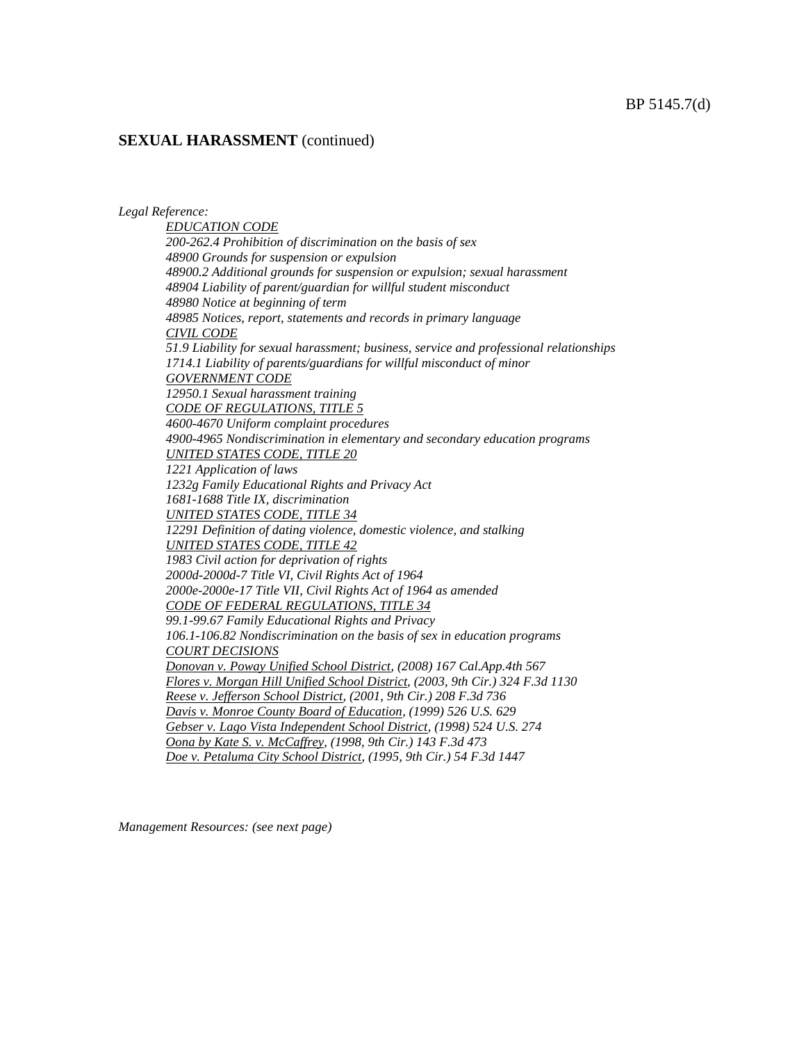**SEXUAL HARASSMENT** (continued)

*Legal Reference:*

*EDUCATION CODE*
*200-262.4 Prohibition of discrimination on the basis of sex*
*48900 Grounds for suspension or expulsion*
*48900.2 Additional grounds for suspension or expulsion; sexual harassment*
*48904 Liability of parent/guardian for willful student misconduct*
*48980 Notice at beginning of term*
*48985 Notices, report, statements and records in primary language*
*CIVIL CODE*
*51.9 Liability for sexual harassment; business, service and professional relationships*
*1714.1 Liability of parents/guardians for willful misconduct of minor*
*GOVERNMENT CODE*
*12950.1 Sexual harassment training*
*CODE OF REGULATIONS, TITLE 5*
*4600-4670 Uniform complaint procedures*
*4900-4965 Nondiscrimination in elementary and secondary education programs*
*UNITED STATES CODE, TITLE 20*
*1221 Application of laws*
*1232g Family Educational Rights and Privacy Act*
*1681-1688 Title IX, discrimination*
*UNITED STATES CODE, TITLE 34*
*12291 Definition of dating violence, domestic violence, and stalking*
*UNITED STATES CODE, TITLE 42*
*1983 Civil action for deprivation of rights*
*2000d-2000d-7 Title VI, Civil Rights Act of 1964*
*2000e-2000e-17 Title VII, Civil Rights Act of 1964 as amended*
*CODE OF FEDERAL REGULATIONS, TITLE 34*
*99.1-99.67 Family Educational Rights and Privacy*
*106.1-106.82 Nondiscrimination on the basis of sex in education programs*
*COURT DECISIONS*
*Donovan v. Poway Unified School District, (2008) 167 Cal.App.4th 567*
*Flores v. Morgan Hill Unified School District, (2003, 9th Cir.) 324 F.3d 1130*
*Reese v. Jefferson School District, (2001, 9th Cir.) 208 F.3d 736*
*Davis v. Monroe County Board of Education, (1999) 526 U.S. 629*
*Gebser v. Lago Vista Independent School District, (1998) 524 U.S. 274*
*Oona by Kate S. v. McCaffrey, (1998, 9th Cir.) 143 F.3d 473*
*Doe v. Petaluma City School District, (1995, 9th Cir.) 54 F.3d 1447*

*Management Resources: (see next page)*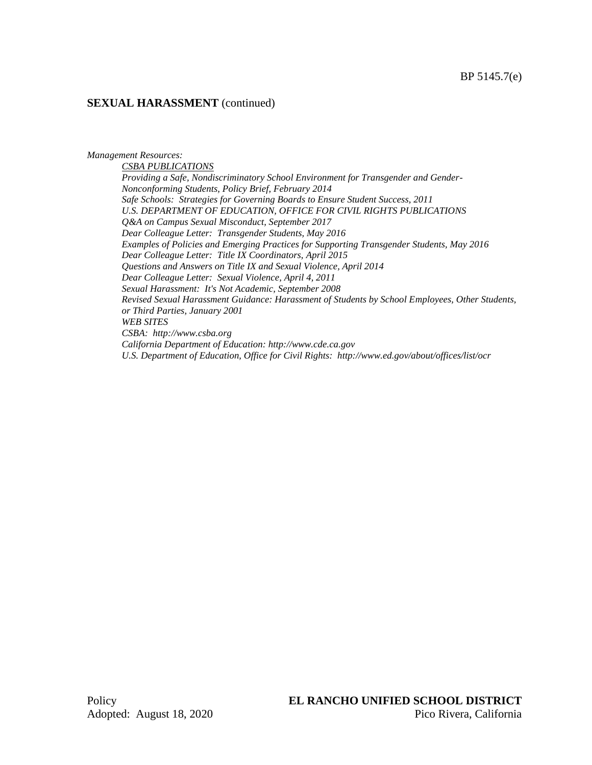## SEXUAL HARASSMENT (continued)

*Management Resources:*

*CSBA PUBLICATIONS*

*Providing a Safe, Nondiscriminatory School Environment for Transgender and Gender-Nonconforming Students, Policy Brief, February 2014*

*Safe Schools: Strategies for Governing Boards to Ensure Student Success, 2011*

*U.S. DEPARTMENT OF EDUCATION, OFFICE FOR CIVIL RIGHTS PUBLICATIONS*

*Q&A on Campus Sexual Misconduct, September 2017*

*Dear Colleague Letter: Transgender Students, May 2016*

*Examples of Policies and Emerging Practices for Supporting Transgender Students, May 2016*

*Dear Colleague Letter: Title IX Coordinators, April 2015*

*Questions and Answers on Title IX and Sexual Violence, April 2014*

*Dear Colleague Letter: Sexual Violence, April 4, 2011*

*Sexual Harassment: It's Not Academic, September 2008*

*Revised Sexual Harassment Guidance: Harassment of Students by School Employees, Other Students, or Third Parties, January 2001*

*WEB SITES*

*CSBA: http://www.csba.org*

*California Department of Education: http://www.cde.ca.gov*

*U.S. Department of Education, Office for Civil Rights: http://www.ed.gov/about/offices/list/ocr*

Policy
Adopted: August 18, 2020

**EL RANCHO UNIFIED SCHOOL DISTRICT**
Pico Rivera, California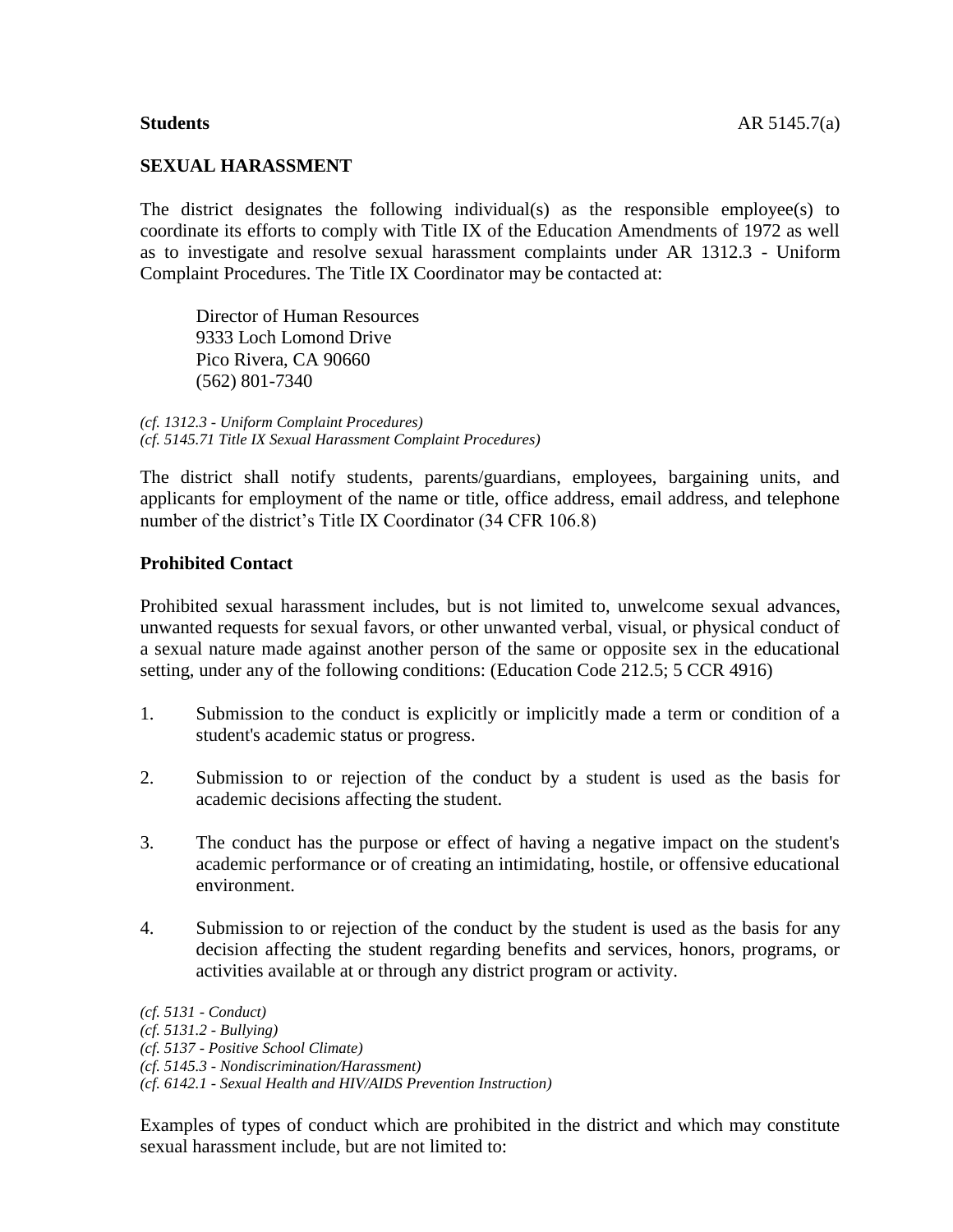**Students** AR 5145.7(a)

## SEXUAL HARASSMENT

The district designates the following individual(s) as the responsible employee(s) to coordinate its efforts to comply with Title IX of the Education Amendments of 1972 as well as to investigate and resolve sexual harassment complaints under AR 1312.3 - Uniform Complaint Procedures. The Title IX Coordinator may be contacted at:

Director of Human Resources
9333 Loch Lomond Drive
Pico Rivera, CA 90660
(562) 801-7340

*(cf. 1312.3 - Uniform Complaint Procedures)*
*(cf. 5145.71 Title IX Sexual Harassment Complaint Procedures)*

The district shall notify students, parents/guardians, employees, bargaining units, and applicants for employment of the name or title, office address, email address, and telephone number of the district's Title IX Coordinator (34 CFR 106.8)

### Prohibited Contact

Prohibited sexual harassment includes, but is not limited to, unwelcome sexual advances, unwanted requests for sexual favors, or other unwanted verbal, visual, or physical conduct of a sexual nature made against another person of the same or opposite sex in the educational setting, under any of the following conditions: (Education Code 212.5; 5 CCR 4916)

1. Submission to the conduct is explicitly or implicitly made a term or condition of a student's academic status or progress.

2. Submission to or rejection of the conduct by a student is used as the basis for academic decisions affecting the student.

3. The conduct has the purpose or effect of having a negative impact on the student's academic performance or of creating an intimidating, hostile, or offensive educational environment.

4. Submission to or rejection of the conduct by the student is used as the basis for any decision affecting the student regarding benefits and services, honors, programs, or activities available at or through any district program or activity.

*(cf. 5131 - Conduct)*
*(cf. 5131.2 - Bullying)*
*(cf. 5137 - Positive School Climate)*
*(cf. 5145.3 - Nondiscrimination/Harassment)*
*(cf. 6142.1 - Sexual Health and HIV/AIDS Prevention Instruction)*

Examples of types of conduct which are prohibited in the district and which may constitute sexual harassment include, but are not limited to: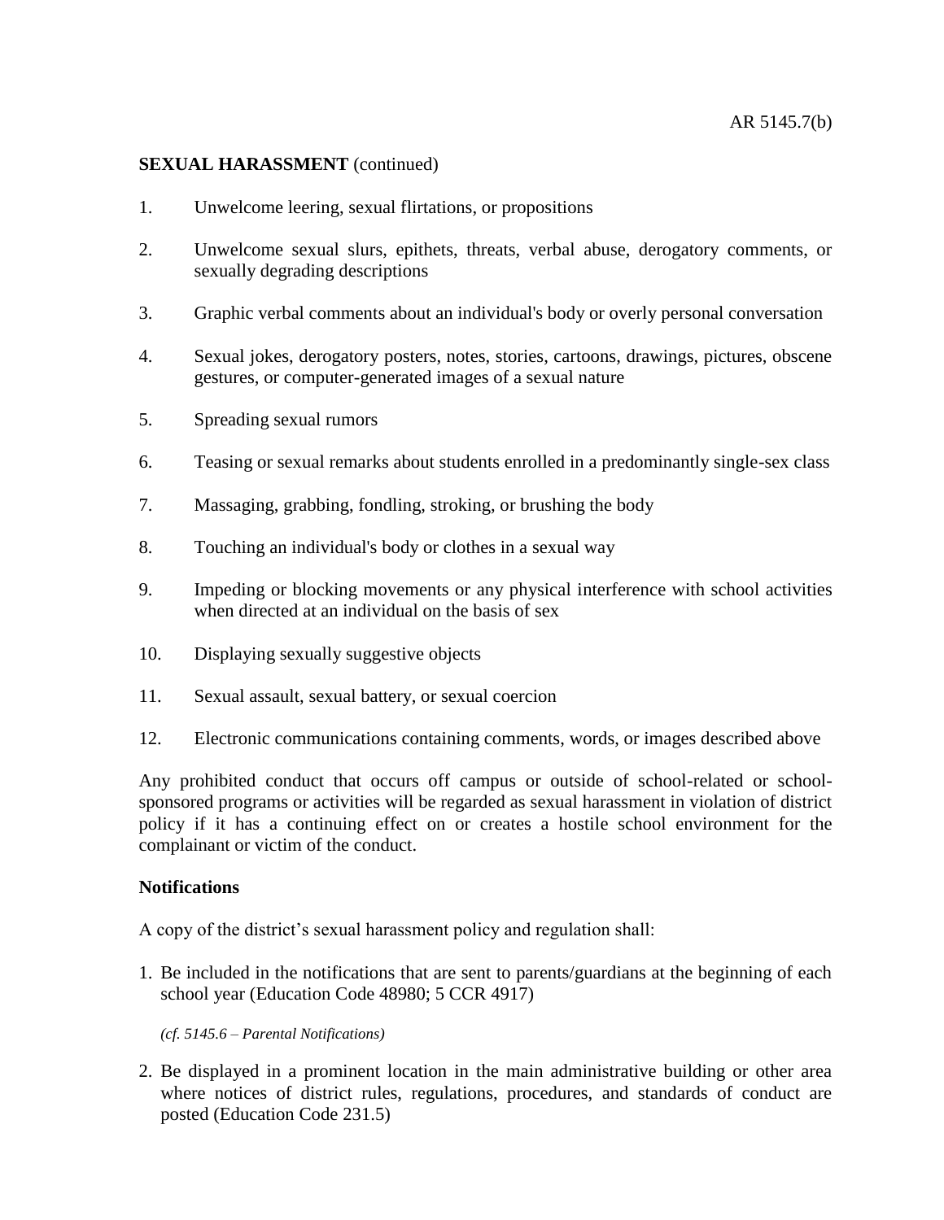**SEXUAL HARASSMENT** (continued)

1. Unwelcome leering, sexual flirtations, or propositions
2. Unwelcome sexual slurs, epithets, threats, verbal abuse, derogatory comments, or sexually degrading descriptions
3. Graphic verbal comments about an individual's body or overly personal conversation
4. Sexual jokes, derogatory posters, notes, stories, cartoons, drawings, pictures, obscene gestures, or computer-generated images of a sexual nature
5. Spreading sexual rumors
6. Teasing or sexual remarks about students enrolled in a predominantly single-sex class
7. Massaging, grabbing, fondling, stroking, or brushing the body
8. Touching an individual's body or clothes in a sexual way
9. Impeding or blocking movements or any physical interference with school activities when directed at an individual on the basis of sex
10. Displaying sexually suggestive objects
11. Sexual assault, sexual battery, or sexual coercion
12. Electronic communications containing comments, words, or images described above

Any prohibited conduct that occurs off campus or outside of school-related or school-sponsored programs or activities will be regarded as sexual harassment in violation of district policy if it has a continuing effect on or creates a hostile school environment for the complainant or victim of the conduct.

**Notifications**

A copy of the district's sexual harassment policy and regulation shall:

1. Be included in the notifications that are sent to parents/guardians at the beginning of each school year (Education Code 48980; 5 CCR 4917)

   *(cf. 5145.6 – Parental Notifications)*

2. Be displayed in a prominent location in the main administrative building or other area where notices of district rules, regulations, procedures, and standards of conduct are posted (Education Code 231.5)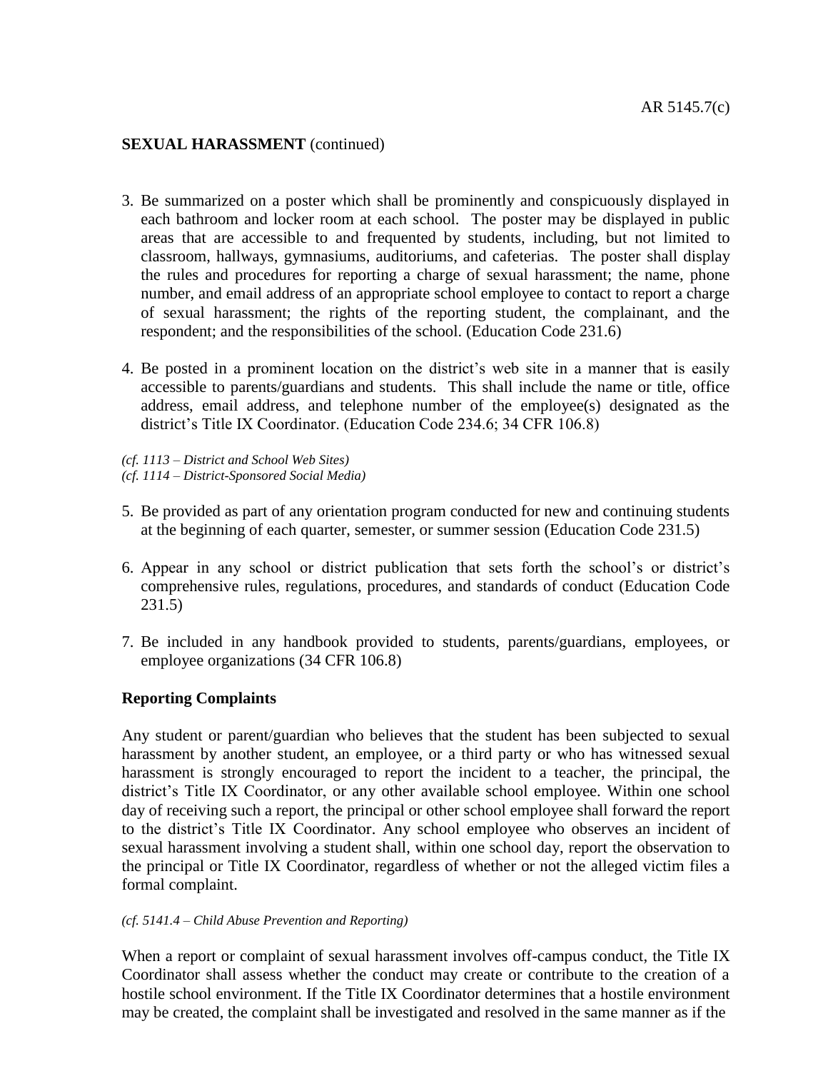**SEXUAL HARASSMENT** (continued)

3. Be summarized on a poster which shall be prominently and conspicuously displayed in each bathroom and locker room at each school. The poster may be displayed in public areas that are accessible to and frequented by students, including, but not limited to classroom, hallways, gymnasiums, auditoriums, and cafeterias. The poster shall display the rules and procedures for reporting a charge of sexual harassment; the name, phone number, and email address of an appropriate school employee to contact to report a charge of sexual harassment; the rights of the reporting student, the complainant, and the respondent; and the responsibilities of the school. (Education Code 231.6)

4. Be posted in a prominent location on the district's web site in a manner that is easily accessible to parents/guardians and students. This shall include the name or title, office address, email address, and telephone number of the employee(s) designated as the district's Title IX Coordinator. (Education Code 234.6; 34 CFR 106.8)

*(cf. 1113 – District and School Web Sites)*
*(cf. 1114 – District-Sponsored Social Media)*

5. Be provided as part of any orientation program conducted for new and continuing students at the beginning of each quarter, semester, or summer session (Education Code 231.5)

6. Appear in any school or district publication that sets forth the school's or district's comprehensive rules, regulations, procedures, and standards of conduct (Education Code 231.5)

7. Be included in any handbook provided to students, parents/guardians, employees, or employee organizations (34 CFR 106.8)

**Reporting Complaints**

Any student or parent/guardian who believes that the student has been subjected to sexual harassment by another student, an employee, or a third party or who has witnessed sexual harassment is strongly encouraged to report the incident to a teacher, the principal, the district's Title IX Coordinator, or any other available school employee. Within one school day of receiving such a report, the principal or other school employee shall forward the report to the district's Title IX Coordinator. Any school employee who observes an incident of sexual harassment involving a student shall, within one school day, report the observation to the principal or Title IX Coordinator, regardless of whether or not the alleged victim files a formal complaint.

*(cf. 5141.4 – Child Abuse Prevention and Reporting)*

When a report or complaint of sexual harassment involves off-campus conduct, the Title IX Coordinator shall assess whether the conduct may create or contribute to the creation of a hostile school environment. If the Title IX Coordinator determines that a hostile environment may be created, the complaint shall be investigated and resolved in the same manner as if the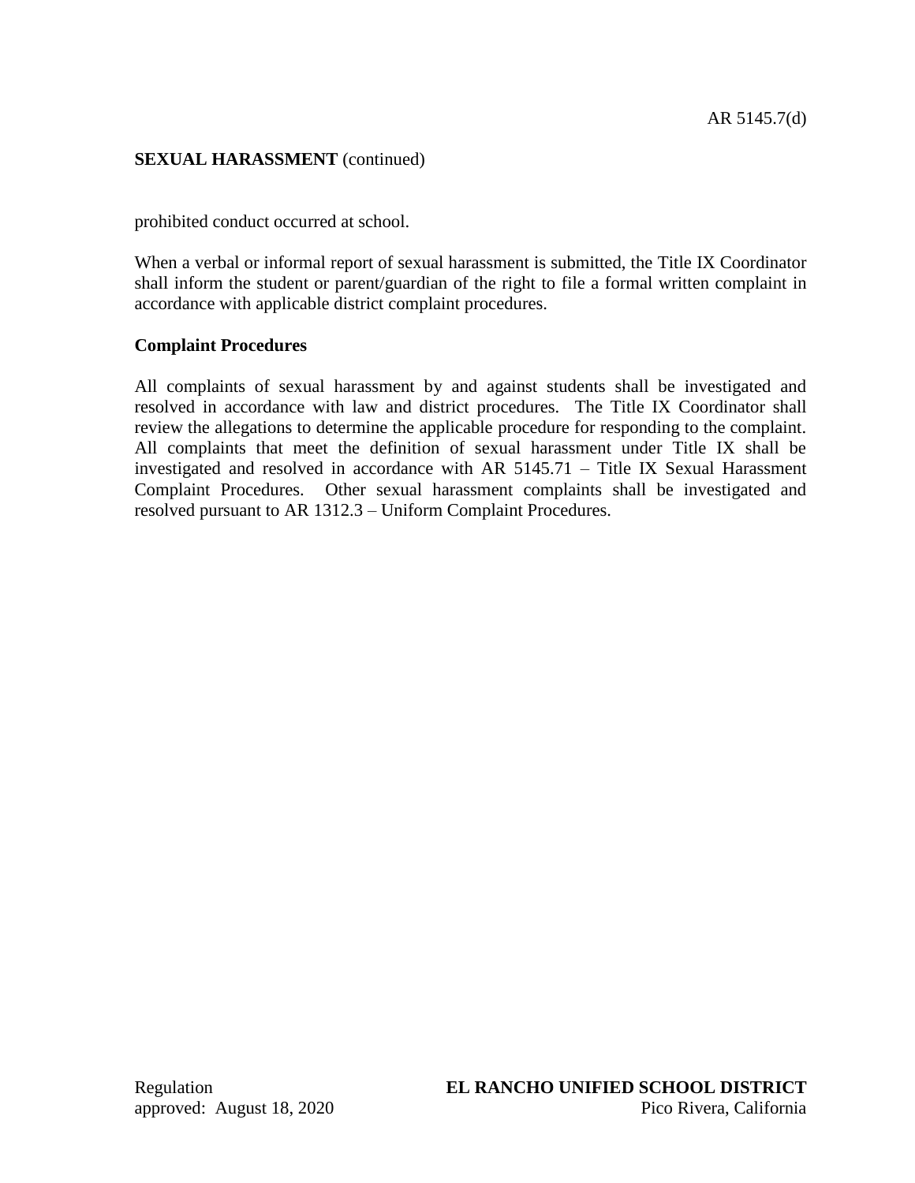prohibited conduct occurred at school.

When a verbal or informal report of sexual harassment is submitted, the Title IX Coordinator shall inform the student or parent/guardian of the right to file a formal written complaint in accordance with applicable district complaint procedures.

**Complaint Procedures**

All complaints of sexual harassment by and against students shall be investigated and resolved in accordance with law and district procedures. The Title IX Coordinator shall review the allegations to determine the applicable procedure for responding to the complaint. All complaints that meet the definition of sexual harassment under Title IX shall be investigated and resolved in accordance with AR 5145.71 – Title IX Sexual Harassment Complaint Procedures. Other sexual harassment complaints shall be investigated and resolved pursuant to AR 1312.3 – Uniform Complaint Procedures.

Regulation
approved: August 18, 2020

**EL RANCHO UNIFIED SCHOOL DISTRICT**
Pico Rivera, California